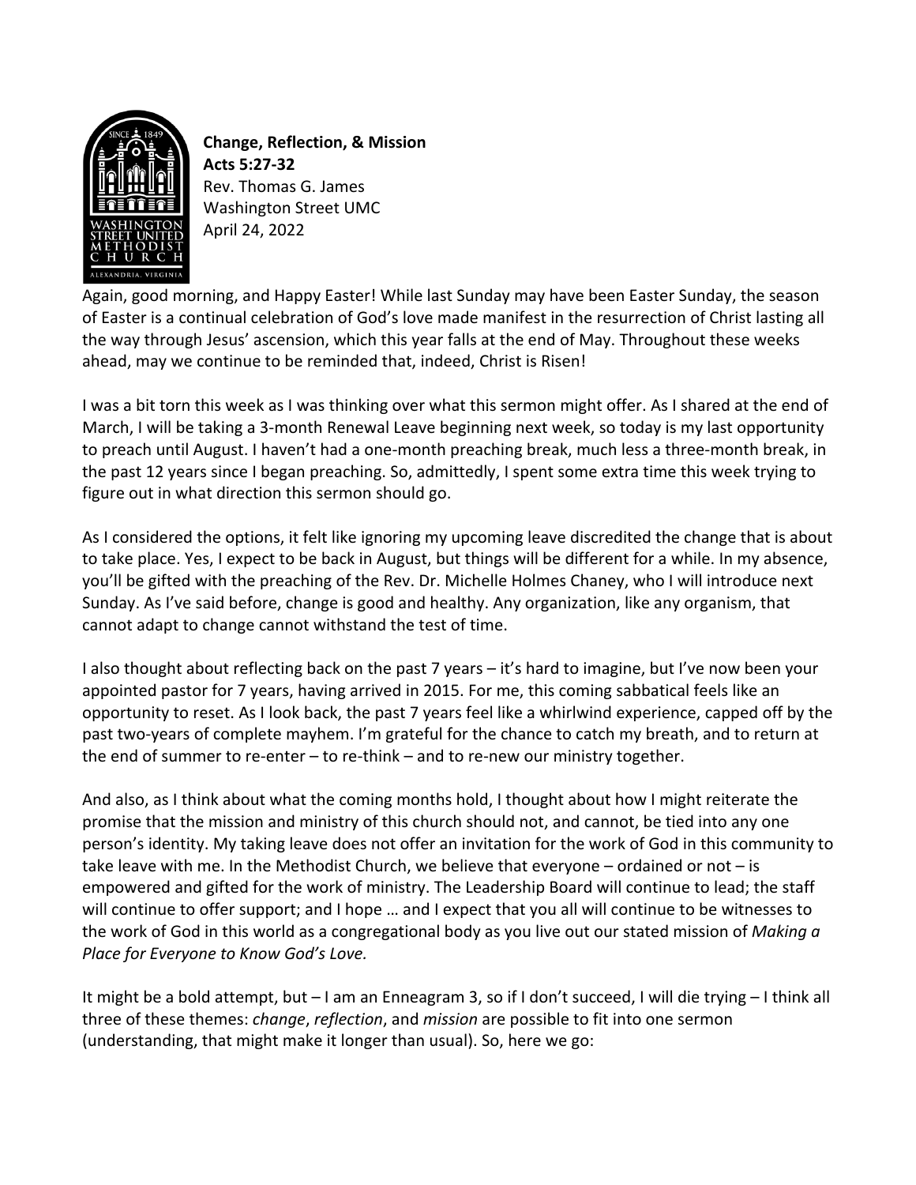**Change, Reflection, & Mission**
**Acts 5:27-32**
Rev. Thomas G. James
Washington Street UMC
April 24, 2022

Again, good morning, and Happy Easter! While last Sunday may have been Easter Sunday, the season of Easter is a continual celebration of God's love made manifest in the resurrection of Christ lasting all the way through Jesus' ascension, which this year falls at the end of May. Throughout these weeks ahead, may we continue to be reminded that, indeed, Christ is Risen!

I was a bit torn this week as I was thinking over what this sermon might offer. As I shared at the end of March, I will be taking a 3-month Renewal Leave beginning next week, so today is my last opportunity to preach until August. I haven't had a one-month preaching break, much less a three-month break, in the past 12 years since I began preaching. So, admittedly, I spent some extra time this week trying to figure out in what direction this sermon should go.

As I considered the options, it felt like ignoring my upcoming leave discredited the change that is about to take place. Yes, I expect to be back in August, but things will be different for a while. In my absence, you'll be gifted with the preaching of the Rev. Dr. Michelle Holmes Chaney, who I will introduce next Sunday. As I've said before, change is good and healthy. Any organization, like any organism, that cannot adapt to change cannot withstand the test of time.

I also thought about reflecting back on the past 7 years – it's hard to imagine, but I've now been your appointed pastor for 7 years, having arrived in 2015. For me, this coming sabbatical feels like an opportunity to reset. As I look back, the past 7 years feel like a whirlwind experience, capped off by the past two-years of complete mayhem. I'm grateful for the chance to catch my breath, and to return at the end of summer to re-enter – to re-think – and to re-new our ministry together.

And also, as I think about what the coming months hold, I thought about how I might reiterate the promise that the mission and ministry of this church should not, and cannot, be tied into any one person's identity. My taking leave does not offer an invitation for the work of God in this community to take leave with me. In the Methodist Church, we believe that everyone – ordained or not – is empowered and gifted for the work of ministry. The Leadership Board will continue to lead; the staff will continue to offer support; and I hope … and I expect that you all will continue to be witnesses to the work of God in this world as a congregational body as you live out our stated mission of *Making a Place for Everyone to Know God's Love.*

It might be a bold attempt, but – I am an Enneagram 3, so if I don't succeed, I will die trying – I think all three of these themes: *change*, *reflection*, and *mission* are possible to fit into one sermon (understanding, that might make it longer than usual). So, here we go: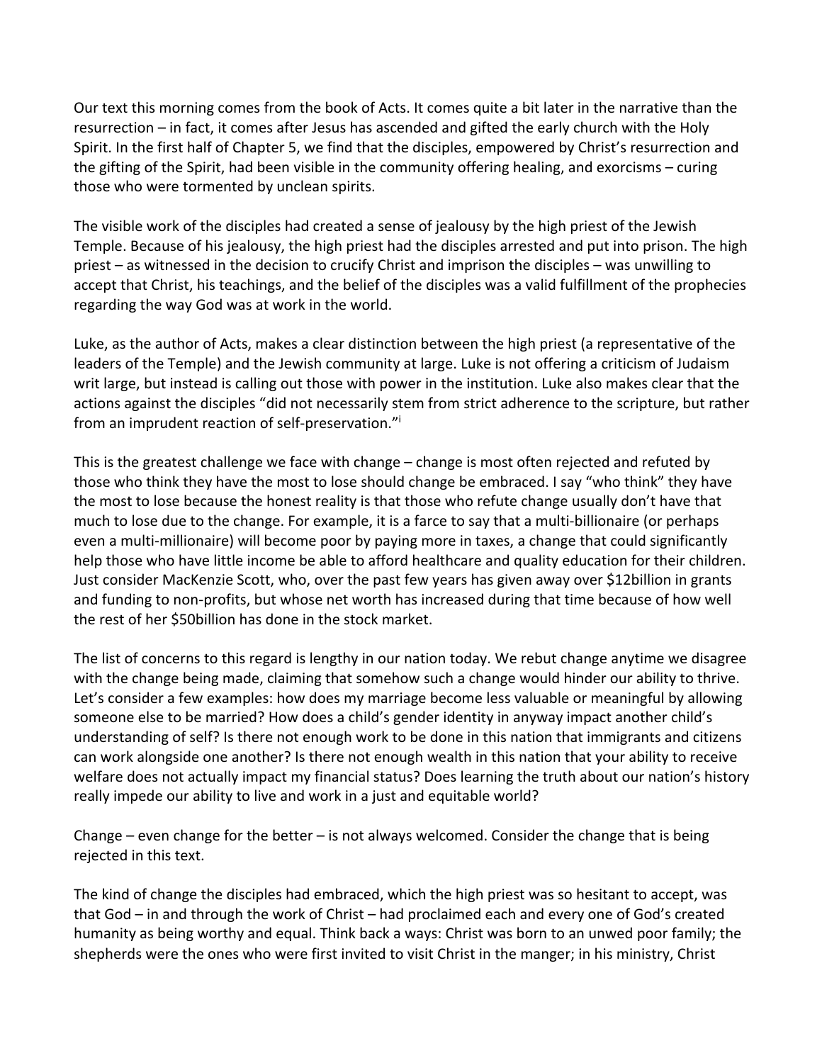Our text this morning comes from the book of Acts. It comes quite a bit later in the narrative than the resurrection – in fact, it comes after Jesus has ascended and gifted the early church with the Holy Spirit. In the first half of Chapter 5, we find that the disciples, empowered by Christ's resurrection and the gifting of the Spirit, had been visible in the community offering healing, and exorcisms – curing those who were tormented by unclean spirits.

The visible work of the disciples had created a sense of jealousy by the high priest of the Jewish Temple. Because of his jealousy, the high priest had the disciples arrested and put into prison. The high priest – as witnessed in the decision to crucify Christ and imprison the disciples – was unwilling to accept that Christ, his teachings, and the belief of the disciples was a valid fulfillment of the prophecies regarding the way God was at work in the world.

Luke, as the author of Acts, makes a clear distinction between the high priest (a representative of the leaders of the Temple) and the Jewish community at large. Luke is not offering a criticism of Judaism writ large, but instead is calling out those with power in the institution. Luke also makes clear that the actions against the disciples "did not necessarily stem from strict adherence to the scripture, but rather from an imprudent reaction of self-preservation."[i]

This is the greatest challenge we face with change – change is most often rejected and refuted by those who think they have the most to lose should change be embraced. I say "who think" they have the most to lose because the honest reality is that those who refute change usually don't have that much to lose due to the change. For example, it is a farce to say that a multi-billionaire (or perhaps even a multi-millionaire) will become poor by paying more in taxes, a change that could significantly help those who have little income be able to afford healthcare and quality education for their children. Just consider MacKenzie Scott, who, over the past few years has given away over $12billion in grants and funding to non-profits, but whose net worth has increased during that time because of how well the rest of her $50billion has done in the stock market.

The list of concerns to this regard is lengthy in our nation today. We rebut change anytime we disagree with the change being made, claiming that somehow such a change would hinder our ability to thrive. Let's consider a few examples: how does my marriage become less valuable or meaningful by allowing someone else to be married? How does a child's gender identity in anyway impact another child's understanding of self? Is there not enough work to be done in this nation that immigrants and citizens can work alongside one another? Is there not enough wealth in this nation that your ability to receive welfare does not actually impact my financial status? Does learning the truth about our nation's history really impede our ability to live and work in a just and equitable world?

Change – even change for the better – is not always welcomed. Consider the change that is being rejected in this text.

The kind of change the disciples had embraced, which the high priest was so hesitant to accept, was that God – in and through the work of Christ – had proclaimed each and every one of God's created humanity as being worthy and equal. Think back a ways: Christ was born to an unwed poor family; the shepherds were the ones who were first invited to visit Christ in the manger; in his ministry, Christ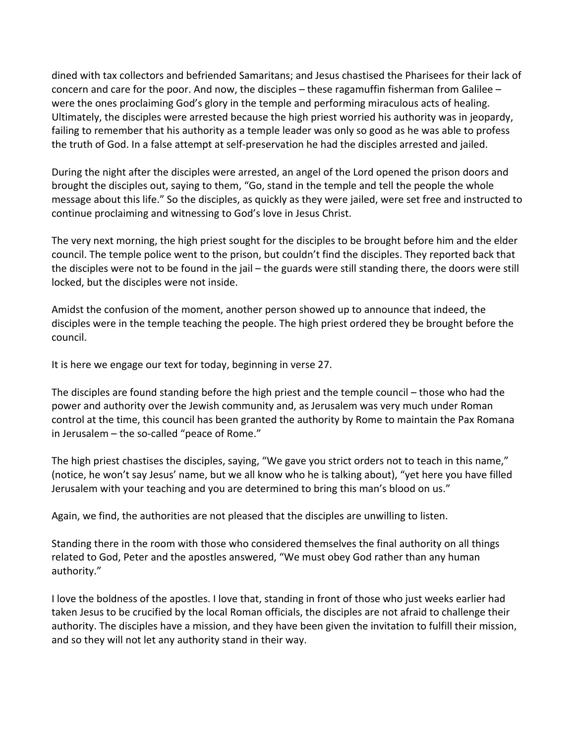dined with tax collectors and befriended Samaritans; and Jesus chastised the Pharisees for their lack of concern and care for the poor. And now, the disciples – these ragamuffin fisherman from Galilee – were the ones proclaiming God's glory in the temple and performing miraculous acts of healing. Ultimately, the disciples were arrested because the high priest worried his authority was in jeopardy, failing to remember that his authority as a temple leader was only so good as he was able to profess the truth of God. In a false attempt at self-preservation he had the disciples arrested and jailed.

During the night after the disciples were arrested, an angel of the Lord opened the prison doors and brought the disciples out, saying to them, "Go, stand in the temple and tell the people the whole message about this life." So the disciples, as quickly as they were jailed, were set free and instructed to continue proclaiming and witnessing to God's love in Jesus Christ.

The very next morning, the high priest sought for the disciples to be brought before him and the elder council. The temple police went to the prison, but couldn't find the disciples. They reported back that the disciples were not to be found in the jail – the guards were still standing there, the doors were still locked, but the disciples were not inside.

Amidst the confusion of the moment, another person showed up to announce that indeed, the disciples were in the temple teaching the people. The high priest ordered they be brought before the council.

It is here we engage our text for today, beginning in verse 27.

The disciples are found standing before the high priest and the temple council – those who had the power and authority over the Jewish community and, as Jerusalem was very much under Roman control at the time, this council has been granted the authority by Rome to maintain the Pax Romana in Jerusalem – the so-called "peace of Rome."

The high priest chastises the disciples, saying, "We gave you strict orders not to teach in this name," (notice, he won't say Jesus' name, but we all know who he is talking about), "yet here you have filled Jerusalem with your teaching and you are determined to bring this man's blood on us."

Again, we find, the authorities are not pleased that the disciples are unwilling to listen.

Standing there in the room with those who considered themselves the final authority on all things related to God, Peter and the apostles answered, "We must obey God rather than any human authority."

I love the boldness of the apostles. I love that, standing in front of those who just weeks earlier had taken Jesus to be crucified by the local Roman officials, the disciples are not afraid to challenge their authority. The disciples have a mission, and they have been given the invitation to fulfill their mission, and so they will not let any authority stand in their way.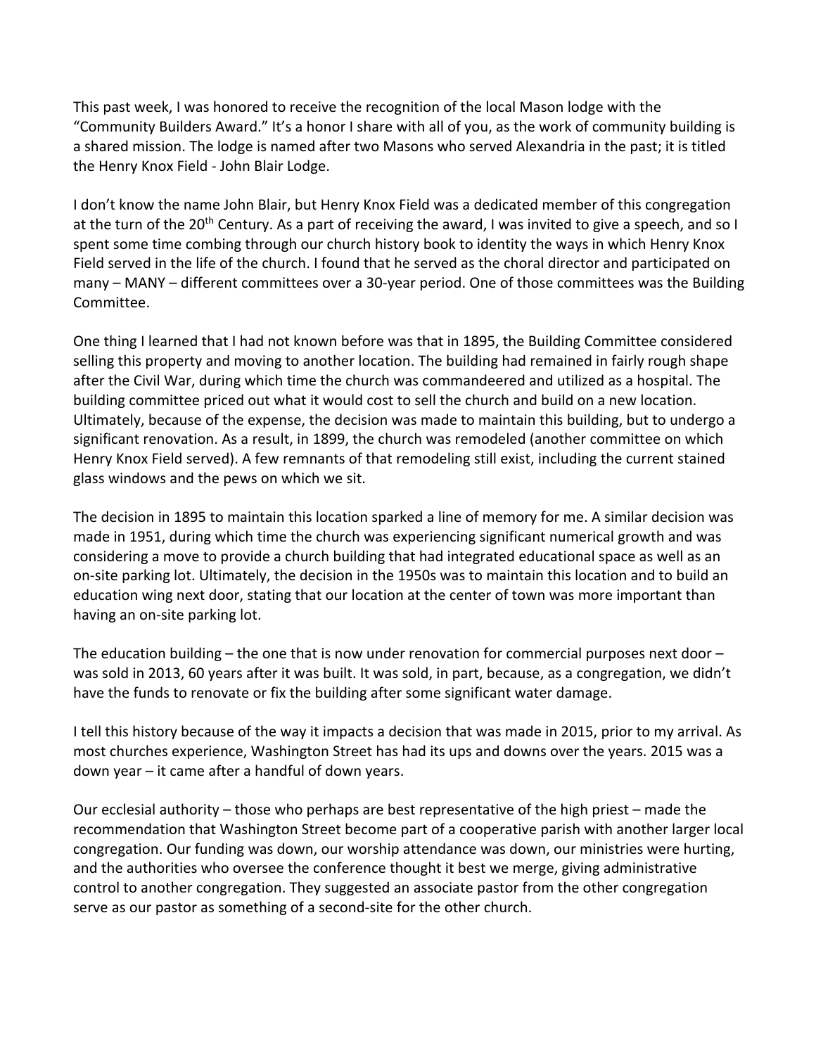This past week, I was honored to receive the recognition of the local Mason lodge with the "Community Builders Award." It's a honor I share with all of you, as the work of community building is a shared mission. The lodge is named after two Masons who served Alexandria in the past; it is titled the Henry Knox Field - John Blair Lodge.

I don't know the name John Blair, but Henry Knox Field was a dedicated member of this congregation at the turn of the 20th Century. As a part of receiving the award, I was invited to give a speech, and so I spent some time combing through our church history book to identity the ways in which Henry Knox Field served in the life of the church. I found that he served as the choral director and participated on many – MANY – different committees over a 30-year period. One of those committees was the Building Committee.

One thing I learned that I had not known before was that in 1895, the Building Committee considered selling this property and moving to another location. The building had remained in fairly rough shape after the Civil War, during which time the church was commandeered and utilized as a hospital. The building committee priced out what it would cost to sell the church and build on a new location. Ultimately, because of the expense, the decision was made to maintain this building, but to undergo a significant renovation. As a result, in 1899, the church was remodeled (another committee on which Henry Knox Field served). A few remnants of that remodeling still exist, including the current stained glass windows and the pews on which we sit.

The decision in 1895 to maintain this location sparked a line of memory for me. A similar decision was made in 1951, during which time the church was experiencing significant numerical growth and was considering a move to provide a church building that had integrated educational space as well as an on-site parking lot. Ultimately, the decision in the 1950s was to maintain this location and to build an education wing next door, stating that our location at the center of town was more important than having an on-site parking lot.

The education building – the one that is now under renovation for commercial purposes next door – was sold in 2013, 60 years after it was built. It was sold, in part, because, as a congregation, we didn't have the funds to renovate or fix the building after some significant water damage.

I tell this history because of the way it impacts a decision that was made in 2015, prior to my arrival. As most churches experience, Washington Street has had its ups and downs over the years. 2015 was a down year – it came after a handful of down years.

Our ecclesial authority – those who perhaps are best representative of the high priest – made the recommendation that Washington Street become part of a cooperative parish with another larger local congregation. Our funding was down, our worship attendance was down, our ministries were hurting, and the authorities who oversee the conference thought it best we merge, giving administrative control to another congregation. They suggested an associate pastor from the other congregation serve as our pastor as something of a second-site for the other church.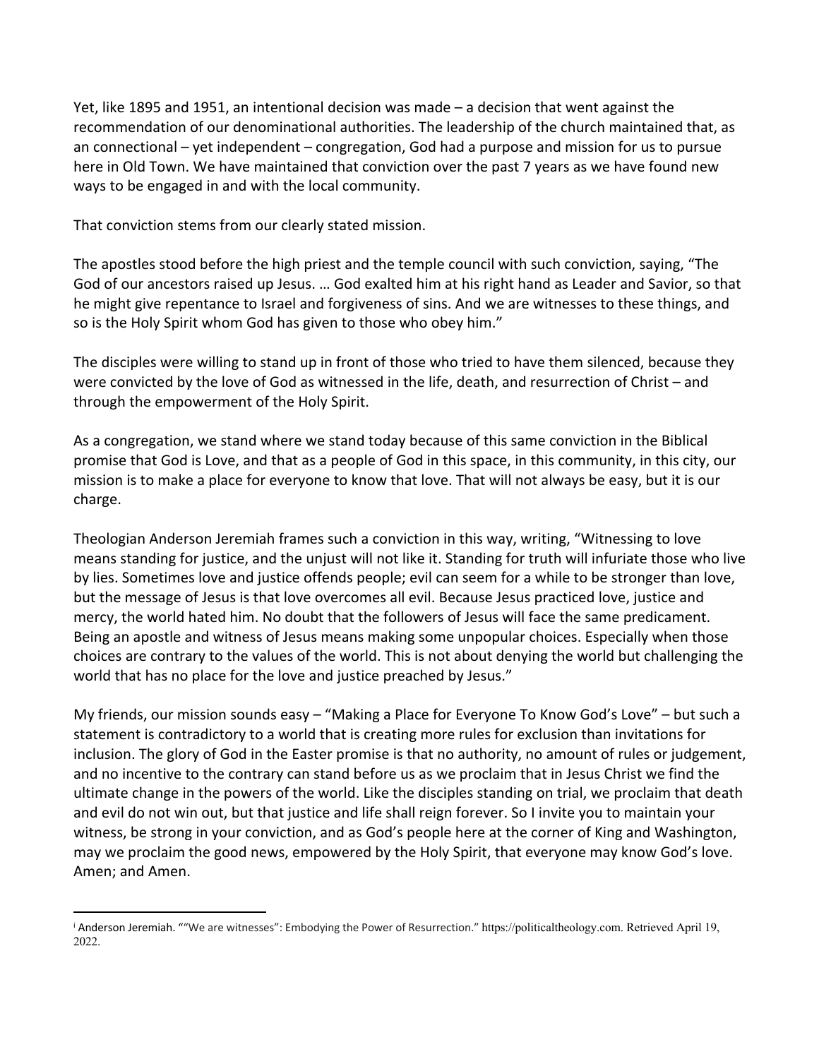Yet, like 1895 and 1951, an intentional decision was made – a decision that went against the recommendation of our denominational authorities. The leadership of the church maintained that, as an connectional – yet independent – congregation, God had a purpose and mission for us to pursue here in Old Town. We have maintained that conviction over the past 7 years as we have found new ways to be engaged in and with the local community.

That conviction stems from our clearly stated mission.

The apostles stood before the high priest and the temple council with such conviction, saying, "The God of our ancestors raised up Jesus. … God exalted him at his right hand as Leader and Savior, so that he might give repentance to Israel and forgiveness of sins. And we are witnesses to these things, and so is the Holy Spirit whom God has given to those who obey him."

The disciples were willing to stand up in front of those who tried to have them silenced, because they were convicted by the love of God as witnessed in the life, death, and resurrection of Christ – and through the empowerment of the Holy Spirit.

As a congregation, we stand where we stand today because of this same conviction in the Biblical promise that God is Love, and that as a people of God in this space, in this community, in this city, our mission is to make a place for everyone to know that love. That will not always be easy, but it is our charge.

Theologian Anderson Jeremiah frames such a conviction in this way, writing, "Witnessing to love means standing for justice, and the unjust will not like it. Standing for truth will infuriate those who live by lies. Sometimes love and justice offends people; evil can seem for a while to be stronger than love, but the message of Jesus is that love overcomes all evil. Because Jesus practiced love, justice and mercy, the world hated him. No doubt that the followers of Jesus will face the same predicament. Being an apostle and witness of Jesus means making some unpopular choices. Especially when those choices are contrary to the values of the world. This is not about denying the world but challenging the world that has no place for the love and justice preached by Jesus."

My friends, our mission sounds easy – "Making a Place for Everyone To Know God's Love" – but such a statement is contradictory to a world that is creating more rules for exclusion than invitations for inclusion. The glory of God in the Easter promise is that no authority, no amount of rules or judgement, and no incentive to the contrary can stand before us as we proclaim that in Jesus Christ we find the ultimate change in the powers of the world. Like the disciples standing on trial, we proclaim that death and evil do not win out, but that justice and life shall reign forever. So I invite you to maintain your witness, be strong in your conviction, and as God's people here at the corner of King and Washington, may we proclaim the good news, empowered by the Holy Spirit, that everyone may know God's love. Amen; and Amen.

---

[i] Anderson Jeremiah. ""We are witnesses": Embodying the Power of Resurrection." https://politicaltheology.com. Retrieved April 19, 2022.